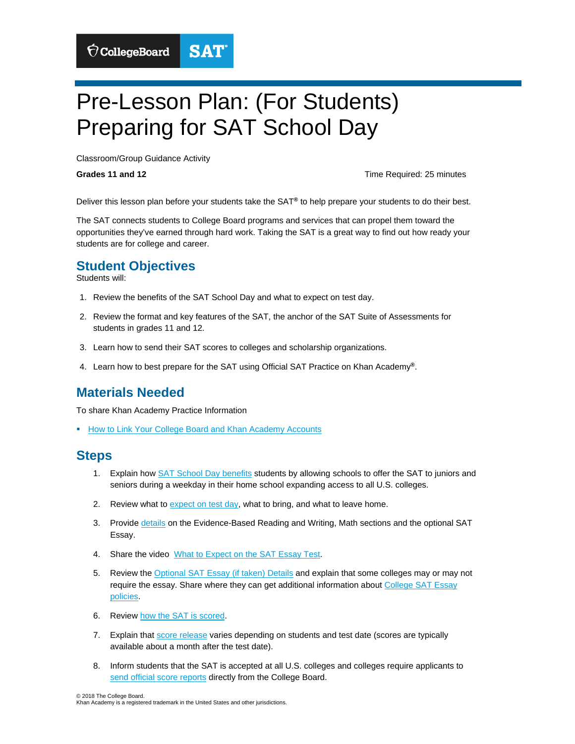CollegeBoard SAT

# Pre-Lesson Plan: (For Students) Preparing for SAT School Day

Classroom/Group Guidance Activity

**Grades 11 and 12** Time Required: 25 minutes

Deliver this lesson plan before your students take the SAT® to help prepare your students to do their best.

The SAT connects students to College Board programs and services that can propel them toward the opportunities they've earned through hard work. Taking the SAT is a great way to find out how ready your students are for college and career.

## Student Objectives

Students will:

1. Review the benefits of the SAT School Day and what to expect on test day.
2. Review the format and key features of the SAT, the anchor of the SAT Suite of Assessments for students in grades 11 and 12.
3. Learn how to send their SAT scores to colleges and scholarship organizations.
4. Learn how to best prepare for the SAT using Official SAT Practice on Khan Academy®.

## Materials Needed

To share Khan Academy Practice Information

- How to Link Your College Board and Khan Academy Accounts

## Steps

1. Explain how SAT School Day benefits students by allowing schools to offer the SAT to juniors and seniors during a weekday in their home school expanding access to all U.S. colleges.
2. Review what to expect on test day, what to bring, and what to leave home.
3. Provide details on the Evidence-Based Reading and Writing, Math sections and the optional SAT Essay.
4. Share the video What to Expect on the SAT Essay Test.
5. Review the Optional SAT Essay (if taken) Details and explain that some colleges may or may not require the essay. Share where they can get additional information about College SAT Essay policies.
6. Review how the SAT is scored.
7. Explain that score release varies depending on students and test date (scores are typically available about a month after the test date).
8. Inform students that the SAT is accepted at all U.S. colleges and colleges require applicants to send official score reports directly from the College Board.

© 2018 The College Board.
Khan Academy is a registered trademark in the United States and other jurisdictions.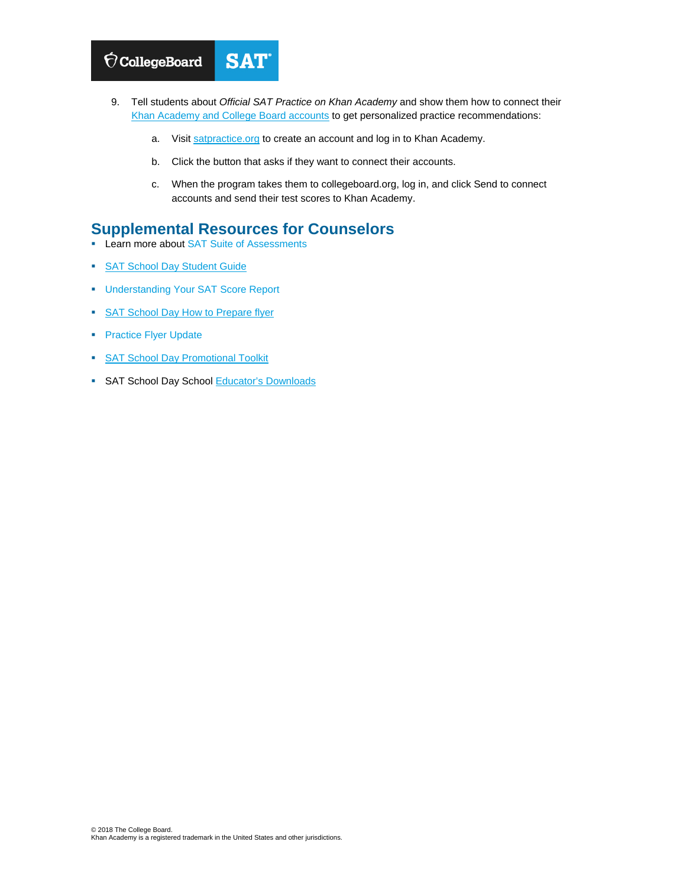9. Tell students about *Official SAT Practice on Khan Academy* and show them how to connect their Khan Academy and College Board accounts to get personalized practice recommendations:

   a. Visit satpractice.org to create an account and log in to Khan Academy.

   b. Click the button that asks if they want to connect their accounts.

   c. When the program takes them to collegeboard.org, log in, and click Send to connect accounts and send their test scores to Khan Academy.

## Supplemental Resources for Counselors

- Learn more about SAT Suite of Assessments
- SAT School Day Student Guide
- Understanding Your SAT Score Report
- SAT School Day How to Prepare flyer
- Practice Flyer Update
- SAT School Day Promotional Toolkit
- SAT School Day School Educator's Downloads

© 2018 The College Board.
Khan Academy is a registered trademark in the United States and other jurisdictions.